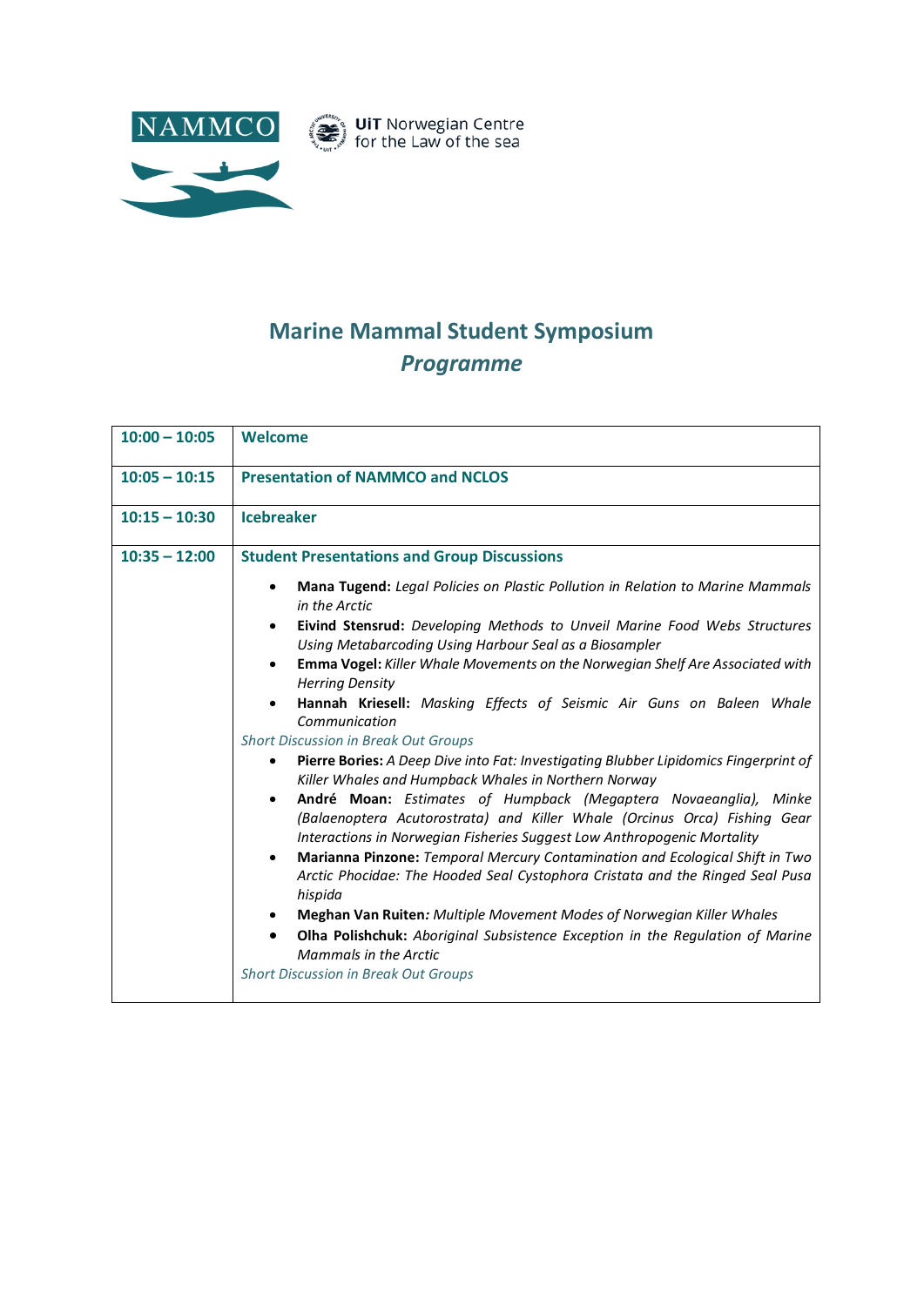NAMMCO

UiT Norwegian Centre for the Law of the sea

# Marine Mammal Student Symposium

## *Programme*

| | |
|---|---|
| **10:00 – 10:05** | **Welcome** |
| **10:05 – 10:15** | **Presentation of NAMMCO and NCLOS** |
| **10:15 – 10:30** | **Icebreaker** |
| **10:35 – 12:00** | **Student Presentations and Group Discussions**<br>• **Mana Tugend:** *Legal Policies on Plastic Pollution in Relation to Marine Mammals in the Arctic*<br>• **Eivind Stensrud:** *Developing Methods to Unveil Marine Food Webs Structures Using Metabarcoding Using Harbour Seal as a Biosampler*<br>• **Emma Vogel:** *Killer Whale Movements on the Norwegian Shelf Are Associated with Herring Density*<br>• **Hannah Kriesell:** *Masking Effects of Seismic Air Guns on Baleen Whale Communication*<br>*Short Discussion in Break Out Groups*<br>• **Pierre Bories:** *A Deep Dive into Fat: Investigating Blubber Lipidomics Fingerprint of Killer Whales and Humpback Whales in Northern Norway*<br>• **André Moan:** *Estimates of Humpback (Megaptera Novaeanglia), Minke (Balaenoptera Acutorostrata) and Killer Whale (Orcinus Orca) Fishing Gear Interactions in Norwegian Fisheries Suggest Low Anthropogenic Mortality*<br>• **Marianna Pinzone:** *Temporal Mercury Contamination and Ecological Shift in Two Arctic Phocidae: The Hooded Seal Cystophora Cristata and the Ringed Seal Pusa hispida*<br>• **Meghan Van Ruiten***: Multiple Movement Modes of Norwegian Killer Whales*<br>• **Olha Polishchuk:** *Aboriginal Subsistence Exception in the Regulation of Marine Mammals in the Arctic*<br>*Short Discussion in Break Out Groups* |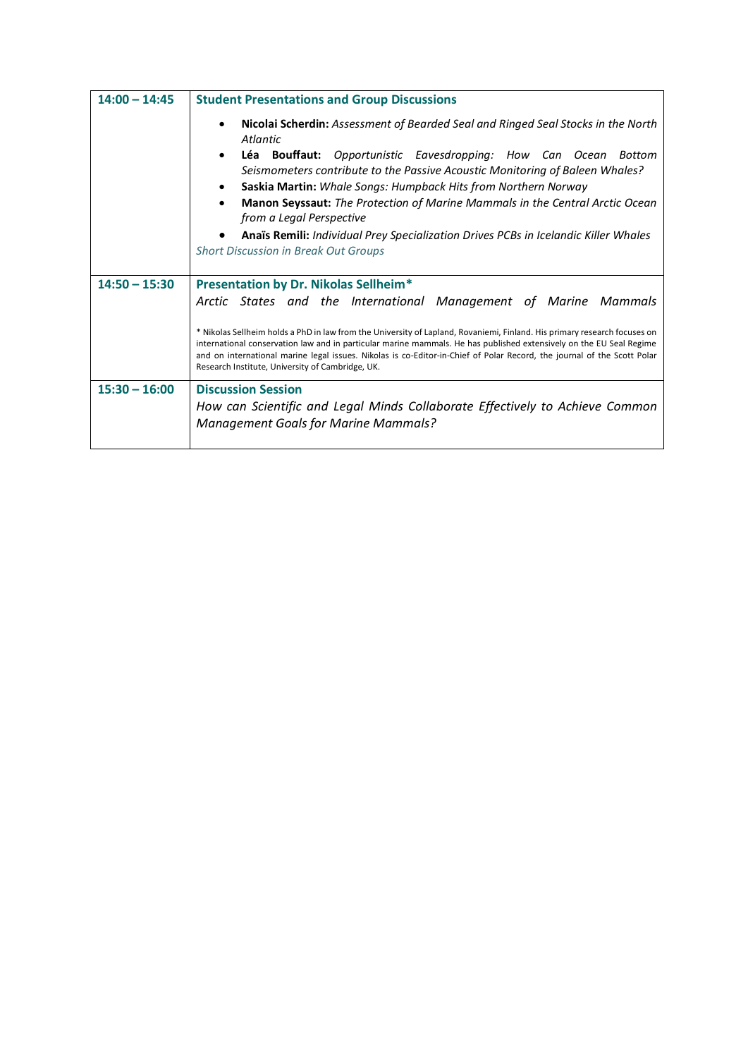| | |
|---|---|
| **14:00 – 14:45** | **Student Presentations and Group Discussions**<br>• **Nicolai Scherdin:** *Assessment of Bearded Seal and Ringed Seal Stocks in the North Atlantic*<br>• **Léa Bouffaut:** *Opportunistic Eavesdropping: How Can Ocean Bottom Seismometers contribute to the Passive Acoustic Monitoring of Baleen Whales?*<br>• **Saskia Martin:** *Whale Songs: Humpback Hits from Northern Norway*<br>• **Manon Seyssaut:** *The Protection of Marine Mammals in the Central Arctic Ocean from a Legal Perspective*<br>• **Anaïs Remili:** *Individual Prey Specialization Drives PCBs in Icelandic Killer Whales*<br>*Short Discussion in Break Out Groups* |
| **14:50 – 15:30** | **Presentation by Dr. Nikolas Sellheim***<br>*Arctic States and the International Management of Marine Mammals*<br><br>* Nikolas Sellheim holds a PhD in law from the University of Lapland, Rovaniemi, Finland. His primary research focuses on international conservation law and in particular marine mammals. He has published extensively on the EU Seal Regime and on international marine legal issues. Nikolas is co-Editor-in-Chief of Polar Record, the journal of the Scott Polar Research Institute, University of Cambridge, UK. |
| **15:30 – 16:00** | **Discussion Session**<br>*How can Scientific and Legal Minds Collaborate Effectively to Achieve Common Management Goals for Marine Mammals?* |